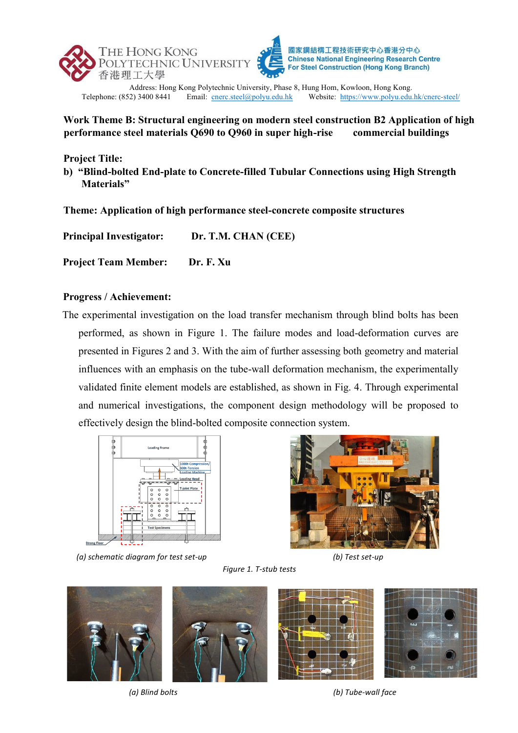THE HONG KONG POLYTECHNIC UNIVERSITY 香港理工大學

國家鋼結構工程技術研究中心香港分中心
Chinese National Engineering Research Centre For Steel Construction (Hong Kong Branch)

Address: Hong Kong Polytechnic University, Phase 8, Hung Hom, Kowloon, Hong Kong.
Telephone: (852) 3400 8441 Email: cnerc.steel@polyu.edu.hk Website: https://www.polyu.edu.hk/cnerc-steel/

**Work Theme B: Structural engineering on modern steel construction B2 Application of high performance steel materials Q690 to Q960 in super high-rise commercial buildings**

**Project Title:**

**b) "Blind-bolted End-plate to Concrete-filled Tubular Connections using High Strength Materials"**

**Theme: Application of high performance steel-concrete composite structures**

**Principal Investigator:** **Dr. T.M. CHAN (CEE)**

**Project Team Member:** **Dr. F. Xu**

**Progress / Achievement:**

The experimental investigation on the load transfer mechanism through blind bolts has been performed, as shown in Figure 1. The failure modes and load-deformation curves are presented in Figures 2 and 3. With the aim of further assessing both geometry and material influences with an emphasis on the tube-wall deformation mechanism, the experimentally validated finite element models are established, as shown in Fig. 4. Through experimental and numerical investigations, the component design methodology will be proposed to effectively design the blind-bolted composite connection system.

*(a) schematic diagram for test set-up* *(b) Test set-up*

*Figure 1. T-stub tests*

*(a) Blind bolts* *(b) Tube-wall face*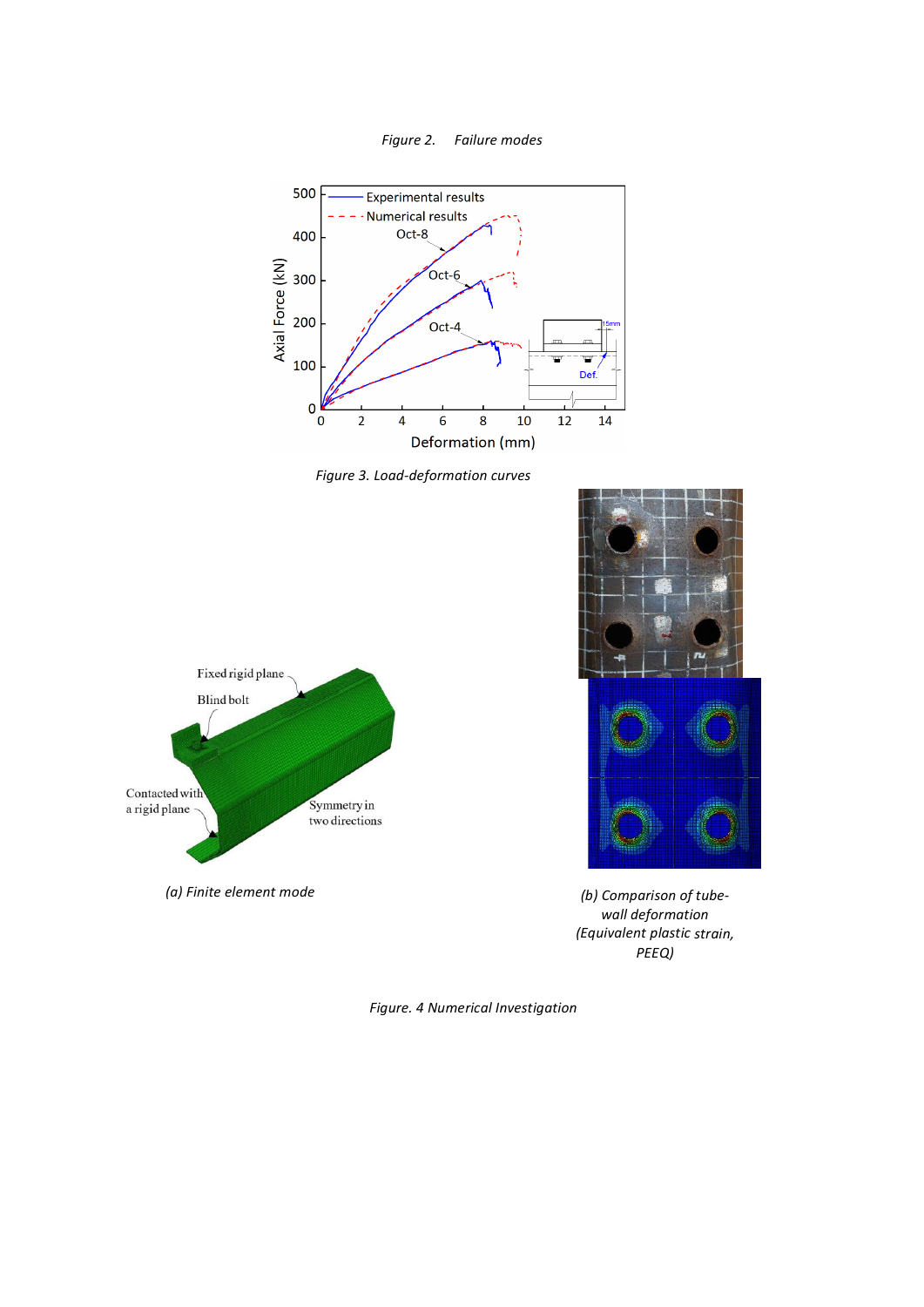*Figure 2. Failure modes*

500
400
300
200
100
0
Axial Force (kN)
0 2 4 6 8 10 12 14
Deformation (mm)
Experimental results
Numerical results
Oct-8
Oct-6
Oct-4
15mm
Def.

*Figure 3. Load-deformation curves*

Fixed rigid plane
Blind bolt
Contacted with a rigid plane
Symmetry in two directions

*(a) Finite element mode*

*(b) Comparison of tube-wall deformation (Equivalent plastic strain, PEEQ)*

*Figure. 4 Numerical Investigation*